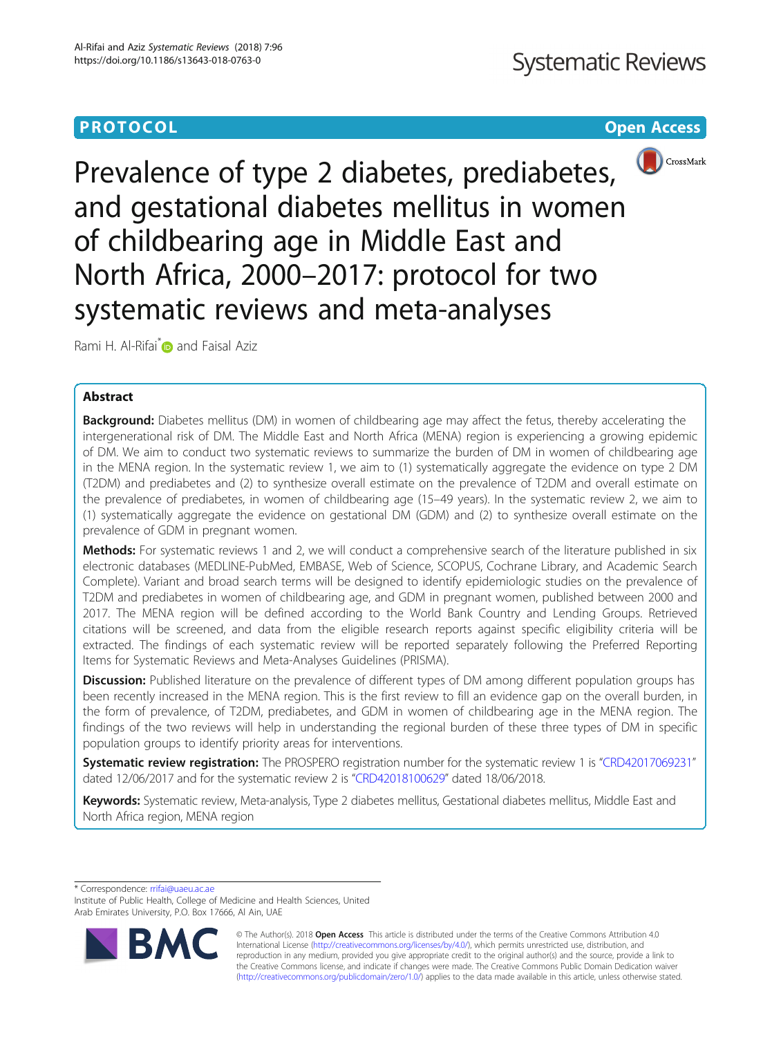**PROTOCOL** **Open Access**

# Prevalence of type 2 diabetes, prediabetes, and gestational diabetes mellitus in women of childbearing age in Middle East and North Africa, 2000–2017: protocol for two systematic reviews and meta-analyses

Rami H. Al-Rifai* and Faisal Aziz

## Abstract

**Background:** Diabetes mellitus (DM) in women of childbearing age may affect the fetus, thereby accelerating the intergenerational risk of DM. The Middle East and North Africa (MENA) region is experiencing a growing epidemic of DM. We aim to conduct two systematic reviews to summarize the burden of DM in women of childbearing age in the MENA region. In the systematic review 1, we aim to (1) systematically aggregate the evidence on type 2 DM (T2DM) and prediabetes and (2) to synthesize overall estimate on the prevalence of T2DM and overall estimate on the prevalence of prediabetes, in women of childbearing age (15–49 years). In the systematic review 2, we aim to (1) systematically aggregate the evidence on gestational DM (GDM) and (2) to synthesize overall estimate on the prevalence of GDM in pregnant women.

**Methods:** For systematic reviews 1 and 2, we will conduct a comprehensive search of the literature published in six electronic databases (MEDLINE-PubMed, EMBASE, Web of Science, SCOPUS, Cochrane Library, and Academic Search Complete). Variant and broad search terms will be designed to identify epidemiologic studies on the prevalence of T2DM and prediabetes in women of childbearing age, and GDM in pregnant women, published between 2000 and 2017. The MENA region will be defined according to the World Bank Country and Lending Groups. Retrieved citations will be screened, and data from the eligible research reports against specific eligibility criteria will be extracted. The findings of each systematic review will be reported separately following the Preferred Reporting Items for Systematic Reviews and Meta-Analyses Guidelines (PRISMA).

**Discussion:** Published literature on the prevalence of different types of DM among different population groups has been recently increased in the MENA region. This is the first review to fill an evidence gap on the overall burden, in the form of prevalence, of T2DM, prediabetes, and GDM in women of childbearing age in the MENA region. The findings of the two reviews will help in understanding the regional burden of these three types of DM in specific population groups to identify priority areas for interventions.

**Systematic review registration:** The PROSPERO registration number for the systematic review 1 is "CRD42017069231" dated 12/06/2017 and for the systematic review 2 is "CRD42018100629" dated 18/06/2018.

**Keywords:** Systematic review, Meta-analysis, Type 2 diabetes mellitus, Gestational diabetes mellitus, Middle East and North Africa region, MENA region

---

* Correspondence: rrifai@uaeu.ac.ae
Institute of Public Health, College of Medicine and Health Sciences, United Arab Emirates University, P.O. Box 17666, Al Ain, UAE

© The Author(s). 2018 **Open Access** This article is distributed under the terms of the Creative Commons Attribution 4.0 International License (http://creativecommons.org/licenses/by/4.0/), which permits unrestricted use, distribution, and reproduction in any medium, provided you give appropriate credit to the original author(s) and the source, provide a link to the Creative Commons license, and indicate if changes were made. The Creative Commons Public Domain Dedication waiver (http://creativecommons.org/publicdomain/zero/1.0/) applies to the data made available in this article, unless otherwise stated.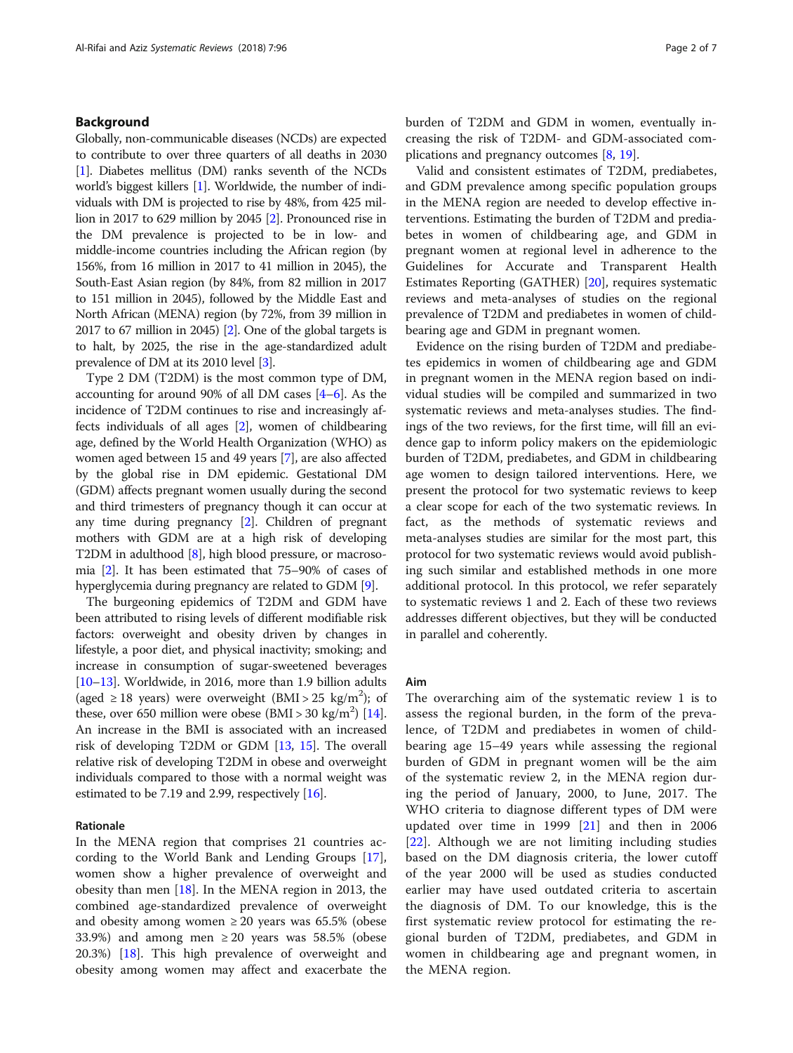## Background

Globally, non-communicable diseases (NCDs) are expected to contribute to over three quarters of all deaths in 2030 [1]. Diabetes mellitus (DM) ranks seventh of the NCDs world's biggest killers [1]. Worldwide, the number of individuals with DM is projected to rise by 48%, from 425 million in 2017 to 629 million by 2045 [2]. Pronounced rise in the DM prevalence is projected to be in low- and middle-income countries including the African region (by 156%, from 16 million in 2017 to 41 million in 2045), the South-East Asian region (by 84%, from 82 million in 2017 to 151 million in 2045), followed by the Middle East and North African (MENA) region (by 72%, from 39 million in 2017 to 67 million in 2045) [2]. One of the global targets is to halt, by 2025, the rise in the age-standardized adult prevalence of DM at its 2010 level [3].

Type 2 DM (T2DM) is the most common type of DM, accounting for around 90% of all DM cases [4–6]. As the incidence of T2DM continues to rise and increasingly affects individuals of all ages [2], women of childbearing age, defined by the World Health Organization (WHO) as women aged between 15 and 49 years [7], are also affected by the global rise in DM epidemic. Gestational DM (GDM) affects pregnant women usually during the second and third trimesters of pregnancy though it can occur at any time during pregnancy [2]. Children of pregnant mothers with GDM are at a high risk of developing T2DM in adulthood [8], high blood pressure, or macrosomia [2]. It has been estimated that 75–90% of cases of hyperglycemia during pregnancy are related to GDM [9].

The burgeoning epidemics of T2DM and GDM have been attributed to rising levels of different modifiable risk factors: overweight and obesity driven by changes in lifestyle, a poor diet, and physical inactivity; smoking; and increase in consumption of sugar-sweetened beverages [10–13]. Worldwide, in 2016, more than 1.9 billion adults (aged ≥ 18 years) were overweight (BMI > 25 kg/m$^2$); of these, over 650 million were obese (BMI > 30 kg/m$^2$) [14]. An increase in the BMI is associated with an increased risk of developing T2DM or GDM [13, 15]. The overall relative risk of developing T2DM in obese and overweight individuals compared to those with a normal weight was estimated to be 7.19 and 2.99, respectively [16].

### Rationale

In the MENA region that comprises 21 countries according to the World Bank and Lending Groups [17], women show a higher prevalence of overweight and obesity than men [18]. In the MENA region in 2013, the combined age-standardized prevalence of overweight and obesity among women ≥ 20 years was 65.5% (obese 33.9%) and among men ≥ 20 years was 58.5% (obese 20.3%) [18]. This high prevalence of overweight and obesity among women may affect and exacerbate the burden of T2DM and GDM in women, eventually increasing the risk of T2DM- and GDM-associated complications and pregnancy outcomes [8, 19].

Valid and consistent estimates of T2DM, prediabetes, and GDM prevalence among specific population groups in the MENA region are needed to develop effective interventions. Estimating the burden of T2DM and prediabetes in women of childbearing age, and GDM in pregnant women at regional level in adherence to the Guidelines for Accurate and Transparent Health Estimates Reporting (GATHER) [20], requires systematic reviews and meta-analyses of studies on the regional prevalence of T2DM and prediabetes in women of childbearing age and GDM in pregnant women.

Evidence on the rising burden of T2DM and prediabetes epidemics in women of childbearing age and GDM in pregnant women in the MENA region based on individual studies will be compiled and summarized in two systematic reviews and meta-analyses studies. The findings of the two reviews, for the first time, will fill an evidence gap to inform policy makers on the epidemiologic burden of T2DM, prediabetes, and GDM in childbearing age women to design tailored interventions. Here, we present the protocol for two systematic reviews to keep a clear scope for each of the two systematic reviews. In fact, as the methods of systematic reviews and meta-analyses studies are similar for the most part, this protocol for two systematic reviews would avoid publishing such similar and established methods in one more additional protocol. In this protocol, we refer separately to systematic reviews 1 and 2. Each of these two reviews addresses different objectives, but they will be conducted in parallel and coherently.

### Aim

The overarching aim of the systematic review 1 is to assess the regional burden, in the form of the prevalence, of T2DM and prediabetes in women of childbearing age 15–49 years while assessing the regional burden of GDM in pregnant women will be the aim of the systematic review 2, in the MENA region during the period of January, 2000, to June, 2017. The WHO criteria to diagnose different types of DM were updated over time in 1999 [21] and then in 2006 [22]. Although we are not limiting including studies based on the DM diagnosis criteria, the lower cutoff of the year 2000 will be used as studies conducted earlier may have used outdated criteria to ascertain the diagnosis of DM. To our knowledge, this is the first systematic review protocol for estimating the regional burden of T2DM, prediabetes, and GDM in women in childbearing age and pregnant women, in the MENA region.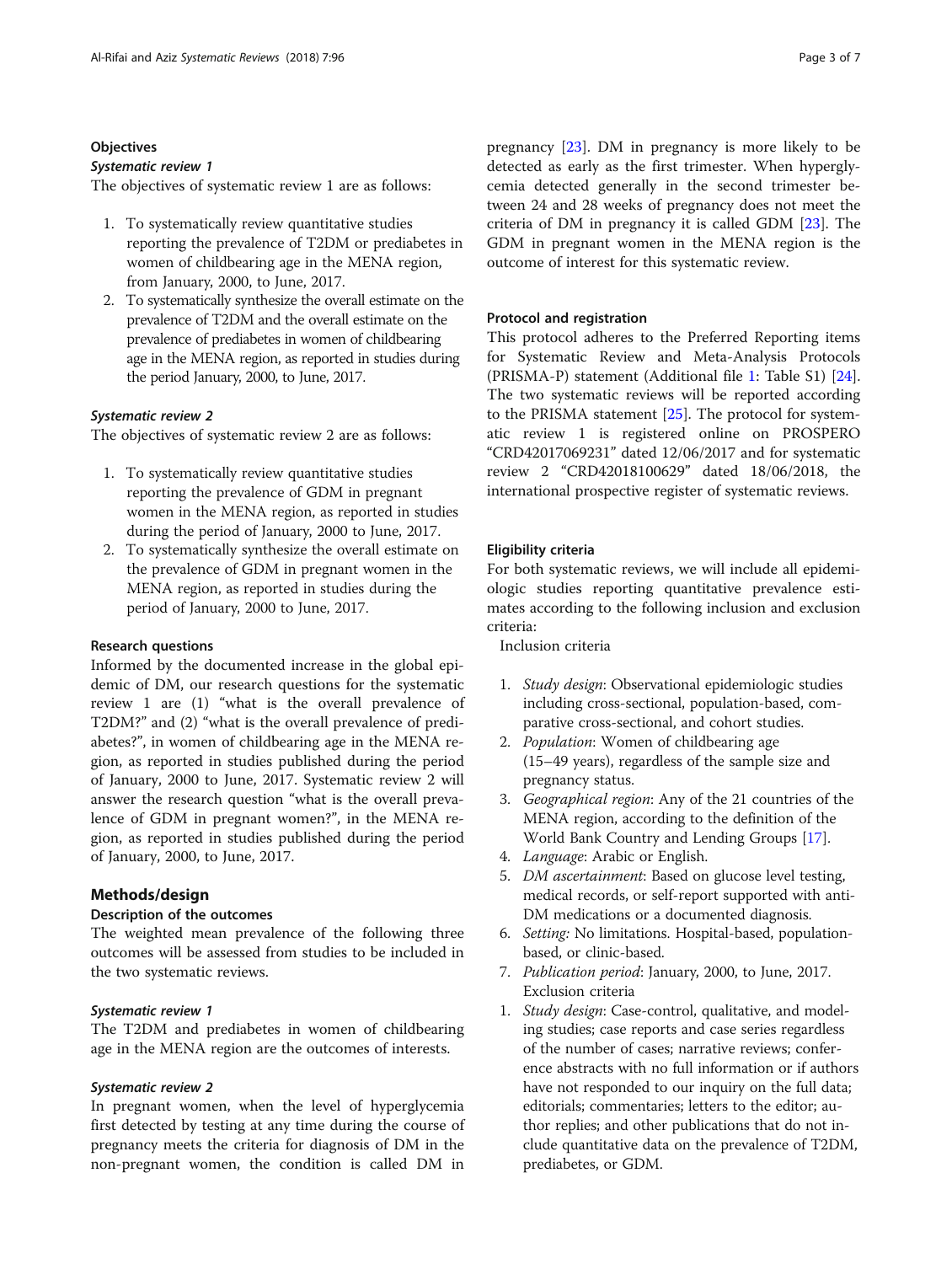### Objectives

#### *Systematic review 1*

The objectives of systematic review 1 are as follows:

1. To systematically review quantitative studies reporting the prevalence of T2DM or prediabetes in women of childbearing age in the MENA region, from January, 2000, to June, 2017.
2. To systematically synthesize the overall estimate on the prevalence of T2DM and the overall estimate on the prevalence of prediabetes in women of childbearing age in the MENA region, as reported in studies during the period January, 2000, to June, 2017.

#### *Systematic review 2*

The objectives of systematic review 2 are as follows:

1. To systematically review quantitative studies reporting the prevalence of GDM in pregnant women in the MENA region, as reported in studies during the period of January, 2000 to June, 2017.
2. To systematically synthesize the overall estimate on the prevalence of GDM in pregnant women in the MENA region, as reported in studies during the period of January, 2000 to June, 2017.

### Research questions

Informed by the documented increase in the global epidemic of DM, our research questions for the systematic review 1 are (1) "what is the overall prevalence of T2DM?" and (2) "what is the overall prevalence of prediabetes?", in women of childbearing age in the MENA region, as reported in studies published during the period of January, 2000 to June, 2017. Systematic review 2 will answer the research question "what is the overall prevalence of GDM in pregnant women?", in the MENA region, as reported in studies published during the period of January, 2000, to June, 2017.

## Methods/design

### Description of the outcomes

The weighted mean prevalence of the following three outcomes will be assessed from studies to be included in the two systematic reviews.

#### *Systematic review 1*

The T2DM and prediabetes in women of childbearing age in the MENA region are the outcomes of interests.

#### *Systematic review 2*

In pregnant women, when the level of hyperglycemia first detected by testing at any time during the course of pregnancy meets the criteria for diagnosis of DM in the non-pregnant women, the condition is called DM in pregnancy [23]. DM in pregnancy is more likely to be detected as early as the first trimester. When hyperglycemia detected generally in the second trimester between 24 and 28 weeks of pregnancy does not meet the criteria of DM in pregnancy it is called GDM [23]. The GDM in pregnant women in the MENA region is the outcome of interest for this systematic review.

### Protocol and registration

This protocol adheres to the Preferred Reporting items for Systematic Review and Meta-Analysis Protocols (PRISMA-P) statement (Additional file 1: Table S1) [24]. The two systematic reviews will be reported according to the PRISMA statement [25]. The protocol for systematic review 1 is registered online on PROSPERO "CRD42017069231" dated 12/06/2017 and for systematic review 2 "CRD42018100629" dated 18/06/2018, the international prospective register of systematic reviews.

### Eligibility criteria

For both systematic reviews, we will include all epidemiologic studies reporting quantitative prevalence estimates according to the following inclusion and exclusion criteria:

Inclusion criteria

1. *Study design*: Observational epidemiologic studies including cross-sectional, population-based, comparative cross-sectional, and cohort studies.
2. *Population*: Women of childbearing age (15–49 years), regardless of the sample size and pregnancy status.
3. *Geographical region*: Any of the 21 countries of the MENA region, according to the definition of the World Bank Country and Lending Groups [17].
4. *Language*: Arabic or English.
5. *DM ascertainment*: Based on glucose level testing, medical records, or self-report supported with anti-DM medications or a documented diagnosis.
6. *Setting:* No limitations. Hospital-based, population-based, or clinic-based.
7. *Publication period*: January, 2000, to June, 2017.

Exclusion criteria

1. *Study design*: Case-control, qualitative, and modeling studies; case reports and case series regardless of the number of cases; narrative reviews; conference abstracts with no full information or if authors have not responded to our inquiry on the full data; editorials; commentaries; letters to the editor; author replies; and other publications that do not include quantitative data on the prevalence of T2DM, prediabetes, or GDM.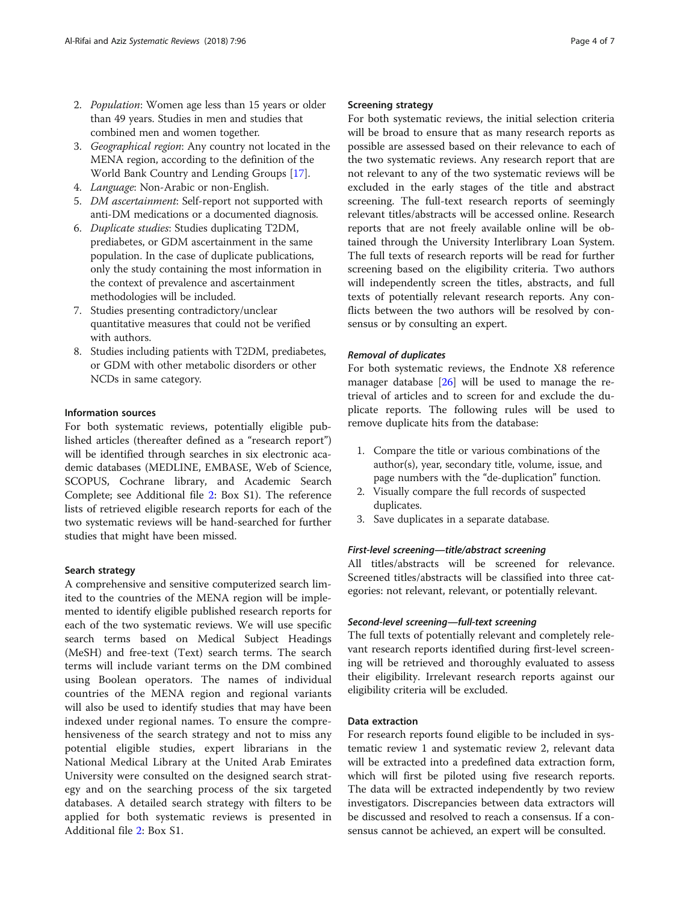2. *Population*: Women age less than 15 years or older than 49 years. Studies in men and studies that combined men and women together.
3. *Geographical region*: Any country not located in the MENA region, according to the definition of the World Bank Country and Lending Groups [17].
4. *Language*: Non-Arabic or non-English.
5. *DM ascertainment*: Self-report not supported with anti-DM medications or a documented diagnosis.
6. *Duplicate studies*: Studies duplicating T2DM, prediabetes, or GDM ascertainment in the same population. In the case of duplicate publications, only the study containing the most information in the context of prevalence and ascertainment methodologies will be included.
7. Studies presenting contradictory/unclear quantitative measures that could not be verified with authors.
8. Studies including patients with T2DM, prediabetes, or GDM with other metabolic disorders or other NCDs in same category.

### Information sources

For both systematic reviews, potentially eligible published articles (thereafter defined as a "research report") will be identified through searches in six electronic academic databases (MEDLINE, EMBASE, Web of Science, SCOPUS, Cochrane library, and Academic Search Complete; see Additional file 2: Box S1). The reference lists of retrieved eligible research reports for each of the two systematic reviews will be hand-searched for further studies that might have been missed.

### Search strategy

A comprehensive and sensitive computerized search limited to the countries of the MENA region will be implemented to identify eligible published research reports for each of the two systematic reviews. We will use specific search terms based on Medical Subject Headings (MeSH) and free-text (Text) search terms. The search terms will include variant terms on the DM combined using Boolean operators. The names of individual countries of the MENA region and regional variants will also be used to identify studies that may have been indexed under regional names. To ensure the comprehensiveness of the search strategy and not to miss any potential eligible studies, expert librarians in the National Medical Library at the United Arab Emirates University were consulted on the designed search strategy and on the searching process of the six targeted databases. A detailed search strategy with filters to be applied for both systematic reviews is presented in Additional file 2: Box S1.

### Screening strategy

For both systematic reviews, the initial selection criteria will be broad to ensure that as many research reports as possible are assessed based on their relevance to each of the two systematic reviews. Any research report that are not relevant to any of the two systematic reviews will be excluded in the early stages of the title and abstract screening. The full-text research reports of seemingly relevant titles/abstracts will be accessed online. Research reports that are not freely available online will be obtained through the University Interlibrary Loan System. The full texts of research reports will be read for further screening based on the eligibility criteria. Two authors will independently screen the titles, abstracts, and full texts of potentially relevant research reports. Any conflicts between the two authors will be resolved by consensus or by consulting an expert.

#### *Removal of duplicates*

For both systematic reviews, the Endnote X8 reference manager database [26] will be used to manage the retrieval of articles and to screen for and exclude the duplicate reports. The following rules will be used to remove duplicate hits from the database:

1. Compare the title or various combinations of the author(s), year, secondary title, volume, issue, and page numbers with the "de-duplication" function.
2. Visually compare the full records of suspected duplicates.
3. Save duplicates in a separate database.

#### *First-level screening—title/abstract screening*

All titles/abstracts will be screened for relevance. Screened titles/abstracts will be classified into three categories: not relevant, relevant, or potentially relevant.

#### *Second-level screening—full-text screening*

The full texts of potentially relevant and completely relevant research reports identified during first-level screening will be retrieved and thoroughly evaluated to assess their eligibility. Irrelevant research reports against our eligibility criteria will be excluded.

### Data extraction

For research reports found eligible to be included in systematic review 1 and systematic review 2, relevant data will be extracted into a predefined data extraction form, which will first be piloted using five research reports. The data will be extracted independently by two review investigators. Discrepancies between data extractors will be discussed and resolved to reach a consensus. If a consensus cannot be achieved, an expert will be consulted.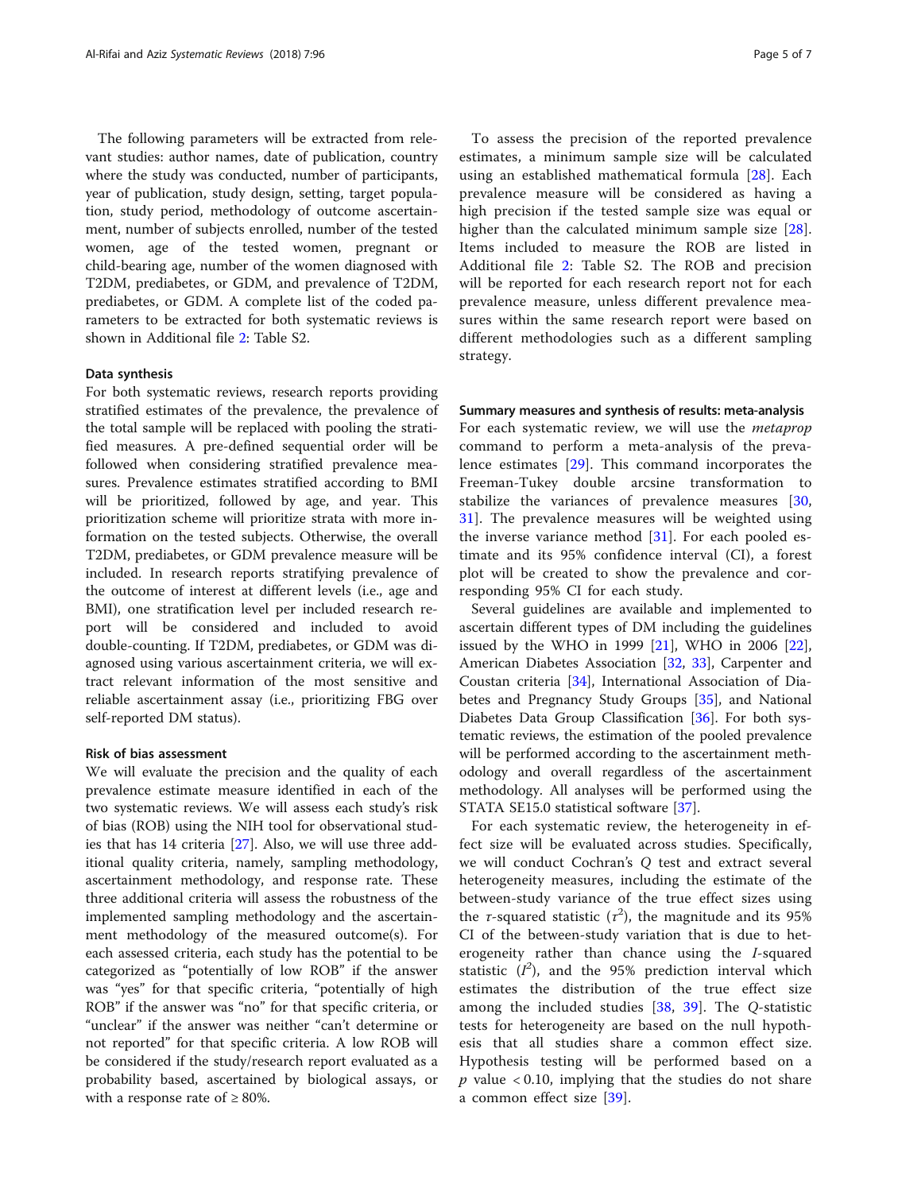The following parameters will be extracted from relevant studies: author names, date of publication, country where the study was conducted, number of participants, year of publication, study design, setting, target population, study period, methodology of outcome ascertainment, number of subjects enrolled, number of the tested women, age of the tested women, pregnant or child-bearing age, number of the women diagnosed with T2DM, prediabetes, or GDM, and prevalence of T2DM, prediabetes, or GDM. A complete list of the coded parameters to be extracted for both systematic reviews is shown in Additional file 2: Table S2.

#### Data synthesis

For both systematic reviews, research reports providing stratified estimates of the prevalence, the prevalence of the total sample will be replaced with pooling the stratified measures. A pre-defined sequential order will be followed when considering stratified prevalence measures. Prevalence estimates stratified according to BMI will be prioritized, followed by age, and year. This prioritization scheme will prioritize strata with more information on the tested subjects. Otherwise, the overall T2DM, prediabetes, or GDM prevalence measure will be included. In research reports stratifying prevalence of the outcome of interest at different levels (i.e., age and BMI), one stratification level per included research report will be considered and included to avoid double-counting. If T2DM, prediabetes, or GDM was diagnosed using various ascertainment criteria, we will extract relevant information of the most sensitive and reliable ascertainment assay (i.e., prioritizing FBG over self-reported DM status).

#### Risk of bias assessment

We will evaluate the precision and the quality of each prevalence estimate measure identified in each of the two systematic reviews. We will assess each study's risk of bias (ROB) using the NIH tool for observational studies that has 14 criteria [27]. Also, we will use three additional quality criteria, namely, sampling methodology, ascertainment methodology, and response rate. These three additional criteria will assess the robustness of the implemented sampling methodology and the ascertainment methodology of the measured outcome(s). For each assessed criteria, each study has the potential to be categorized as "potentially of low ROB" if the answer was "yes" for that specific criteria, "potentially of high ROB" if the answer was "no" for that specific criteria, or "unclear" if the answer was neither "can't determine or not reported" for that specific criteria. A low ROB will be considered if the study/research report evaluated as a probability based, ascertained by biological assays, or with a response rate of ≥ 80%.

To assess the precision of the reported prevalence estimates, a minimum sample size will be calculated using an established mathematical formula [28]. Each prevalence measure will be considered as having a high precision if the tested sample size was equal or higher than the calculated minimum sample size [28]. Items included to measure the ROB are listed in Additional file 2: Table S2. The ROB and precision will be reported for each research report not for each prevalence measure, unless different prevalence measures within the same research report were based on different methodologies such as a different sampling strategy.

#### Summary measures and synthesis of results: meta-analysis

For each systematic review, we will use the *metaprop* command to perform a meta-analysis of the prevalence estimates [29]. This command incorporates the Freeman-Tukey double arcsine transformation to stabilize the variances of prevalence measures [30, 31]. The prevalence measures will be weighted using the inverse variance method [31]. For each pooled estimate and its 95% confidence interval (CI), a forest plot will be created to show the prevalence and corresponding 95% CI for each study.

Several guidelines are available and implemented to ascertain different types of DM including the guidelines issued by the WHO in 1999 [21], WHO in 2006 [22], American Diabetes Association [32, 33], Carpenter and Coustan criteria [34], International Association of Diabetes and Pregnancy Study Groups [35], and National Diabetes Data Group Classification [36]. For both systematic reviews, the estimation of the pooled prevalence will be performed according to the ascertainment methodology and overall regardless of the ascertainment methodology. All analyses will be performed using the STATA SE15.0 statistical software [37].

For each systematic review, the heterogeneity in effect size will be evaluated across studies. Specifically, we will conduct Cochran's *Q* test and extract several heterogeneity measures, including the estimate of the between-study variance of the true effect sizes using the $\tau$-squared statistic ($\tau^2$), the magnitude and its 95% CI of the between-study variation that is due to heterogeneity rather than chance using the *I*-squared statistic ($I^2$), and the 95% prediction interval which estimates the distribution of the true effect size among the included studies [38, 39]. The *Q*-statistic tests for heterogeneity are based on the null hypothesis that all studies share a common effect size. Hypothesis testing will be performed based on a $p$ value $< 0.10$, implying that the studies do not share a common effect size [39].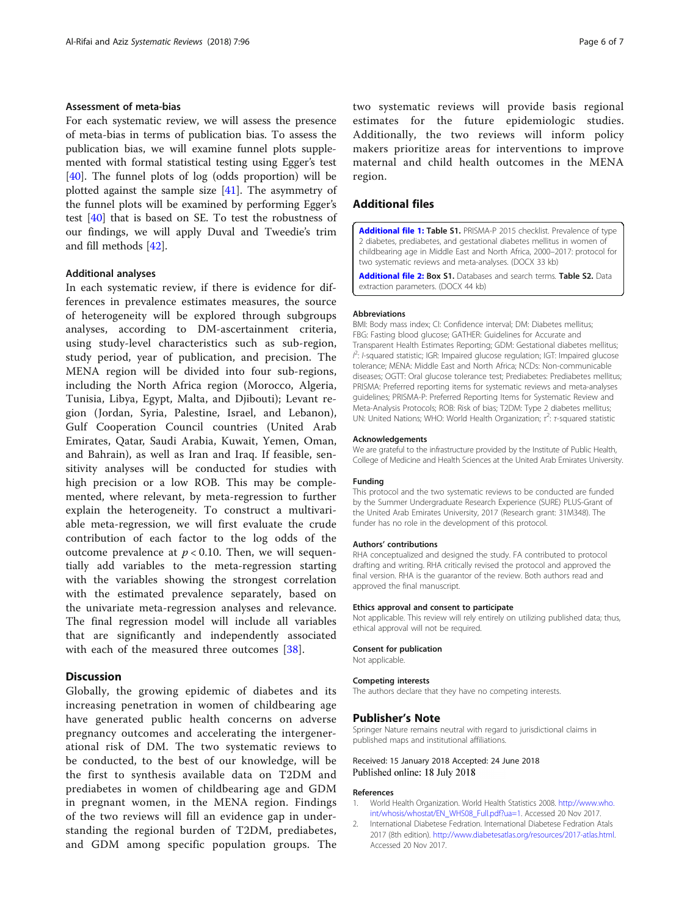### Assessment of meta-bias

For each systematic review, we will assess the presence of meta-bias in terms of publication bias. To assess the publication bias, we will examine funnel plots supplemented with formal statistical testing using Egger's test [40]. The funnel plots of log (odds proportion) will be plotted against the sample size [41]. The asymmetry of the funnel plots will be examined by performing Egger's test [40] that is based on SE. To test the robustness of our findings, we will apply Duval and Tweedie's trim and fill methods [42].

### Additional analyses

In each systematic review, if there is evidence for differences in prevalence estimates measures, the source of heterogeneity will be explored through subgroups analyses, according to DM-ascertainment criteria, using study-level characteristics such as sub-region, study period, year of publication, and precision. The MENA region will be divided into four sub-regions, including the North Africa region (Morocco, Algeria, Tunisia, Libya, Egypt, Malta, and Djibouti); Levant region (Jordan, Syria, Palestine, Israel, and Lebanon), Gulf Cooperation Council countries (United Arab Emirates, Qatar, Saudi Arabia, Kuwait, Yemen, Oman, and Bahrain), as well as Iran and Iraq. If feasible, sensitivity analyses will be conducted for studies with high precision or a low ROB. This may be complemented, where relevant, by meta-regression to further explain the heterogeneity. To construct a multivariable meta-regression, we will first evaluate the crude contribution of each factor to the log odds of the outcome prevalence at $p < 0.10$. Then, we will sequentially add variables to the meta-regression starting with the variables showing the strongest correlation with the estimated prevalence separately, based on the univariate meta-regression analyses and relevance. The final regression model will include all variables that are significantly and independently associated with each of the measured three outcomes [38].

## Discussion

Globally, the growing epidemic of diabetes and its increasing penetration in women of childbearing age have generated public health concerns on adverse pregnancy outcomes and accelerating the intergenerational risk of DM. The two systematic reviews to be conducted, to the best of our knowledge, will be the first to synthesis available data on T2DM and prediabetes in women of childbearing age and GDM in pregnant women, in the MENA region. Findings of the two reviews will fill an evidence gap in understanding the regional burden of T2DM, prediabetes, and GDM among specific population groups. The two systematic reviews will provide basis regional estimates for the future epidemiologic studies. Additionally, the two reviews will inform policy makers prioritize areas for interventions to improve maternal and child health outcomes in the MENA region.

## Additional files

**Additional file 1: Table S1.** PRISMA-P 2015 checklist. Prevalence of type 2 diabetes, prediabetes, and gestational diabetes mellitus in women of childbearing age in Middle East and North Africa, 2000–2017: protocol for two systematic reviews and meta-analyses. (DOCX 33 kb)

**Additional file 2: Box S1.** Databases and search terms. **Table S2.** Data extraction parameters. (DOCX 44 kb)

#### Abbreviations

BMI: Body mass index; CI: Confidence interval; DM: Diabetes mellitus; FBG: Fasting blood glucose; GATHER: Guidelines for Accurate and Transparent Health Estimates Reporting; GDM: Gestational diabetes mellitus; $I^2$: I-squared statistic; IGR: Impaired glucose regulation; IGT: Impaired glucose tolerance; MENA: Middle East and North Africa; NCDs: Non-communicable diseases; OGTT: Oral glucose tolerance test; Prediabetes: Prediabetes mellitus; PRISMA: Preferred reporting items for systematic reviews and meta-analyses guidelines; PRISMA-P: Preferred Reporting Items for Systematic Review and Meta-Analysis Protocols; ROB: Risk of bias; T2DM: Type 2 diabetes mellitus; UN: United Nations; WHO: World Health Organization; $\tau^2$: τ-squared statistic

#### Acknowledgements

We are grateful to the infrastructure provided by the Institute of Public Health, College of Medicine and Health Sciences at the United Arab Emirates University.

#### Funding

This protocol and the two systematic reviews to be conducted are funded by the Summer Undergraduate Research Experience (SURE) PLUS-Grant of the United Arab Emirates University, 2017 (Research grant: 31M348). The funder has no role in the development of this protocol.

#### Authors' contributions

RHA conceptualized and designed the study. FA contributed to protocol drafting and writing. RHA critically revised the protocol and approved the final version. RHA is the guarantor of the review. Both authors read and approved the final manuscript.

#### Ethics approval and consent to participate

Not applicable. This review will rely entirely on utilizing published data; thus, ethical approval will not be required.

#### Consent for publication

Not applicable.

#### Competing interests

The authors declare that they have no competing interests.

## Publisher's Note

Springer Nature remains neutral with regard to jurisdictional claims in published maps and institutional affiliations.

Received: 15 January 2018 Accepted: 24 June 2018
Published online: 18 July 2018

#### References

1. World Health Organization. World Health Statistics 2008. http://www.who.int/whosis/whostat/EN_WHS08_Full.pdf?ua=1. Accessed 20 Nov 2017.
2. International Diabetese Fedration. International Diabetese Fedration Atals 2017 (8th edition). http://www.diabetesatlas.org/resources/2017-atlas.html. Accessed 20 Nov 2017.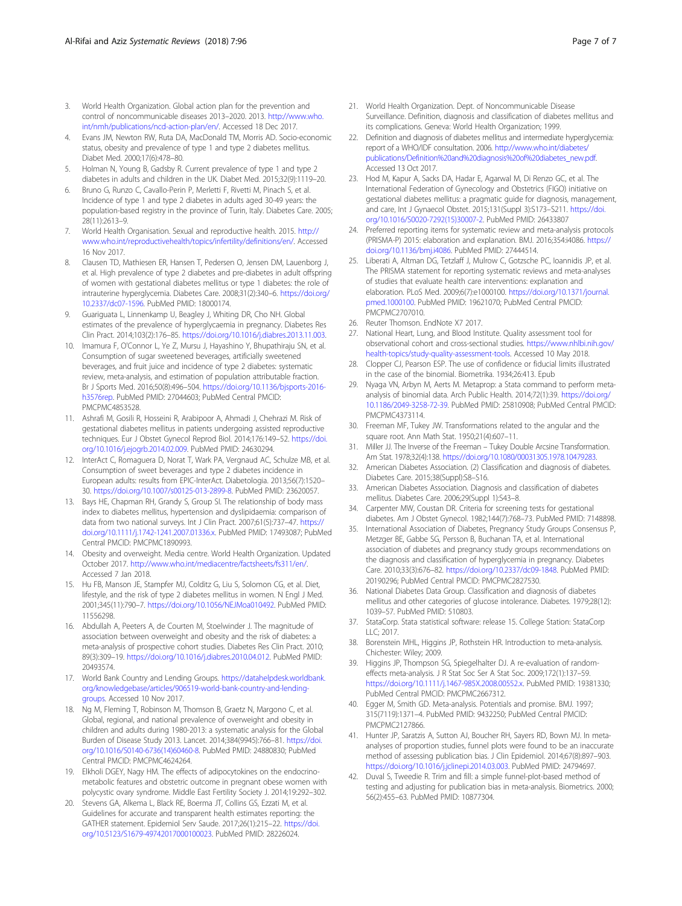3. World Health Organization. Global action plan for the prevention and control of noncommunicable diseases 2013–2020. 2013. http://www.who.int/nmh/publications/ncd-action-plan/en/. Accessed 18 Dec 2017.
4. Evans JM, Newton RW, Ruta DA, MacDonald TM, Morris AD. Socio-economic status, obesity and prevalence of type 1 and type 2 diabetes mellitus. Diabet Med. 2000;17(6):478–80.
5. Holman N, Young B, Gadsby R. Current prevalence of type 1 and type 2 diabetes in adults and children in the UK. Diabet Med. 2015;32(9):1119–20.
6. Bruno G, Runzo C, Cavallo-Perin P, Merletti F, Rivetti M, Pinach S, et al. Incidence of type 1 and type 2 diabetes in adults aged 30-49 years: the population-based registry in the province of Turin, Italy. Diabetes Care. 2005; 28(11):2613–9.
7. World Health Organisation. Sexual and reproductive health. 2015. http://www.who.int/reproductivehealth/topics/infertility/definitions/en/. Accessed 16 Nov 2017.
8. Clausen TD, Mathiesen ER, Hansen T, Pedersen O, Jensen DM, Lauenborg J, et al. High prevalence of type 2 diabetes and pre-diabetes in adult offspring of women with gestational diabetes mellitus or type 1 diabetes: the role of intrauterine hyperglycemia. Diabetes Care. 2008;31(2):340–6. https://doi.org/10.2337/dc07-1596. PubMed PMID: 18000174.
9. Guariguata L, Linnenkamp U, Beagley J, Whiting DR, Cho NH. Global estimates of the prevalence of hyperglycaemia in pregnancy. Diabetes Res Clin Pract. 2014;103(2):176–85. https://doi.org/10.1016/j.diabres.2013.11.003.
10. Imamura F, O'Connor L, Ye Z, Mursu J, Hayashino Y, Bhupathiraju SN, et al. Consumption of sugar sweetened beverages, artificially sweetened beverages, and fruit juice and incidence of type 2 diabetes: systematic review, meta-analysis, and estimation of population attributable fraction. Br J Sports Med. 2016;50(8):496–504. https://doi.org/10.1136/bjsports-2016-h3576rep. PubMed PMID: 27044603; PubMed Central PMCID: PMCPMC4853528.
11. Ashrafi M, Gosili R, Hosseini R, Arabipoor A, Ahmadi J, Chehrazi M. Risk of gestational diabetes mellitus in patients undergoing assisted reproductive techniques. Eur J Obstet Gynecol Reprod Biol. 2014;176:149–52. https://doi.org/10.1016/j.ejogrb.2014.02.009. PubMed PMID: 24630294.
12. InterAct C, Romaguera D, Norat T, Wark PA, Vergnaud AC, Schulze MB, et al. Consumption of sweet beverages and type 2 diabetes incidence in European adults: results from EPIC-InterAct. Diabetologia. 2013;56(7):1520–30. https://doi.org/10.1007/s00125-013-2899-8. PubMed PMID: 23620057.
13. Bays HE, Chapman RH, Grandy S, Group SI. The relationship of body mass index to diabetes mellitus, hypertension and dyslipidaemia: comparison of data from two national surveys. Int J Clin Pract. 2007;61(5):737–47. https://doi.org/10.1111/j.1742-1241.2007.01336.x. PubMed PMID: 17493087; PubMed Central PMCID: PMCPMC1890993.
14. Obesity and overweight. Media centre. World Health Organization. Updated October 2017. http://www.who.int/mediacentre/factsheets/fs311/en/. Accessed 7 Jan 2018.
15. Hu FB, Manson JE, Stampfer MJ, Colditz G, Liu S, Solomon CG, et al. Diet, lifestyle, and the risk of type 2 diabetes mellitus in women. N Engl J Med. 2001;345(11):790–7. https://doi.org/10.1056/NEJMoa010492. PubMed PMID: 11556298.
16. Abdullah A, Peeters A, de Courten M, Stoelwinder J. The magnitude of association between overweight and obesity and the risk of diabetes: a meta-analysis of prospective cohort studies. Diabetes Res Clin Pract. 2010; 89(3):309–19. https://doi.org/10.1016/j.diabres.2010.04.012. PubMed PMID: 20493574.
17. World Bank Country and Lending Groups. https://datahelpdesk.worldbank.org/knowledgebase/articles/906519-world-bank-country-and-lending-groups. Accessed 10 Nov 2017.
18. Ng M, Fleming T, Robinson M, Thomson B, Graetz N, Margono C, et al. Global, regional, and national prevalence of overweight and obesity in children and adults during 1980-2013: a systematic analysis for the Global Burden of Disease Study 2013. Lancet. 2014;384(9945):766–81. https://doi.org/10.1016/S0140-6736(14)60460-8. PubMed PMID: 24880830; PubMed Central PMCID: PMCPMC4624264.
19. Elkholi DGEY, Nagy HM. The effects of adipocytokines on the endocrino-metabolic features and obstetric outcome in pregnant obese women with polycystic ovary syndrome. Middle East Fertility Society J. 2014;19:292–302.
20. Stevens GA, Alkema L, Black RE, Boerma JT, Collins GS, Ezzati M, et al. Guidelines for accurate and transparent health estimates reporting: the GATHER statement. Epidemiol Serv Saude. 2017;26(1):215–22. https://doi.org/10.5123/S1679-49742017000100023. PubMed PMID: 28226024.
21. World Health Organization. Dept. of Noncommunicable Disease Surveillance. Definition, diagnosis and classification of diabetes mellitus and its complications. Geneva: World Health Organization; 1999.
22. Definition and diagnosis of diabetes mellitus and intermediate hyperglycemia: report of a WHO/IDF consultation. 2006. http://www.who.int/diabetes/publications/Definition%20and%20diagnosis%20of%20diabetes_new.pdf. Accessed 13 Oct 2017.
23. Hod M, Kapur A, Sacks DA, Hadar E, Agarwal M, Di Renzo GC, et al. The International Federation of Gynecology and Obstetrics (FIGO) initiative on gestational diabetes mellitus: a pragmatic guide for diagnosis, management, and care, Int J Gynaecol Obstet. 2015;131(Suppl 3):S173–S211. https://doi.org/10.1016/S0020-7292(15)30007-2. PubMed PMID: 26433807
24. Preferred reporting items for systematic review and meta-analysis protocols (PRISMA-P) 2015: elaboration and explanation. BMJ. 2016;354:i4086. https://doi.org/10.1136/bmj.i4086. PubMed PMID: 27444514.
25. Liberati A, Altman DG, Tetzlaff J, Mulrow C, Gotzsche PC, Ioannidis JP, et al. The PRISMA statement for reporting systematic reviews and meta-analyses of studies that evaluate health care interventions: explanation and elaboration. PLoS Med. 2009;6(7):e1000100. https://doi.org/10.1371/journal.pmed.1000100. PubMed PMID: 19621070; PubMed Central PMCID: PMCPMC2707010.
26. Reuter Thomson. EndNote X7 2017.
27. National Heart, Lung, and Blood Institute. Quality assessment tool for observational cohort and cross-sectional studies. https://www.nhlbi.nih.gov/health-topics/study-quality-assessment-tools. Accessed 10 May 2018.
28. Clopper CJ, Pearson ESP. The use of confidence or fiducial limits illustrated in the case of the binomial. Biometrika. 1934;26:413. Epub
29. Nyaga VN, Arbyn M, Aerts M. Metaprop: a Stata command to perform meta-analysis of binomial data. Arch Public Health. 2014;72(1):39. https://doi.org/10.1186/2049-3258-72-39. PubMed PMID: 25810908; PubMed Central PMCID: PMCPMC4373114.
30. Freeman MF, Tukey JW. Transformations related to the angular and the square root. Ann Math Stat. 1950;21(4):607–11.
31. Miller JJ. The Inverse of the Freeman – Tukey Double Arcsine Transformation. Am Stat. 1978;32(4):138. https://doi.org/10.1080/00031305.1978.10479283.
32. American Diabetes Association. (2) Classification and diagnosis of diabetes. Diabetes Care. 2015;38(Suppl):S8–S16.
33. American Diabetes Association. Diagnosis and classification of diabetes mellitus. Diabetes Care. 2006;29(Suppl 1):S43–8.
34. Carpenter MW, Coustan DR. Criteria for screening tests for gestational diabetes. Am J Obstet Gynecol. 1982;144(7):768–73. PubMed PMID: 7148898.
35. International Association of Diabetes, Pregnancy Study Groups Consensus P, Metzger BE, Gabbe SG, Persson B, Buchanan TA, et al. International association of diabetes and pregnancy study groups recommendations on the diagnosis and classification of hyperglycemia in pregnancy. Diabetes Care. 2010;33(3):676–82. https://doi.org/10.2337/dc09-1848. PubMed PMID: 20190296; PubMed Central PMCID: PMCPMC2827530.
36. National Diabetes Data Group. Classification and diagnosis of diabetes mellitus and other categories of glucose intolerance. Diabetes. 1979;28(12): 1039–57. PubMed PMID: 510803.
37. StataCorp. Stata statistical software: release 15. College Station: StataCorp LLC; 2017.
38. Borenstein MHL, Higgins JP, Rothstein HR. Introduction to meta-analysis. Chichester: Wiley; 2009.
39. Higgins JP, Thompson SG, Spiegelhalter DJ. A re-evaluation of random-effects meta-analysis. J R Stat Soc Ser A Stat Soc. 2009;172(1):137–59. https://doi.org/10.1111/j.1467-985X.2008.00552.x. PubMed PMID: 19381330; PubMed Central PMCID: PMCPMC2667312.
40. Egger M, Smith GD. Meta-analysis. Potentials and promise. BMJ. 1997; 315(7119):1371–4. PubMed PMID: 9432250; PubMed Central PMCID: PMCPMC2127866.
41. Hunter JP, Saratzis A, Sutton AJ, Boucher RH, Sayers RD, Bown MJ. In meta-analyses of proportion studies, funnel plots were found to be an inaccurate method of assessing publication bias. J Clin Epidemiol. 2014;67(8):897–903. https://doi.org/10.1016/j.jclinepi.2014.03.003. PubMed PMID: 24794697.
42. Duval S, Tweedie R. Trim and fill: a simple funnel-plot-based method of testing and adjusting for publication bias in meta-analysis. Biometrics. 2000; 56(2):455–63. PubMed PMID: 10877304.